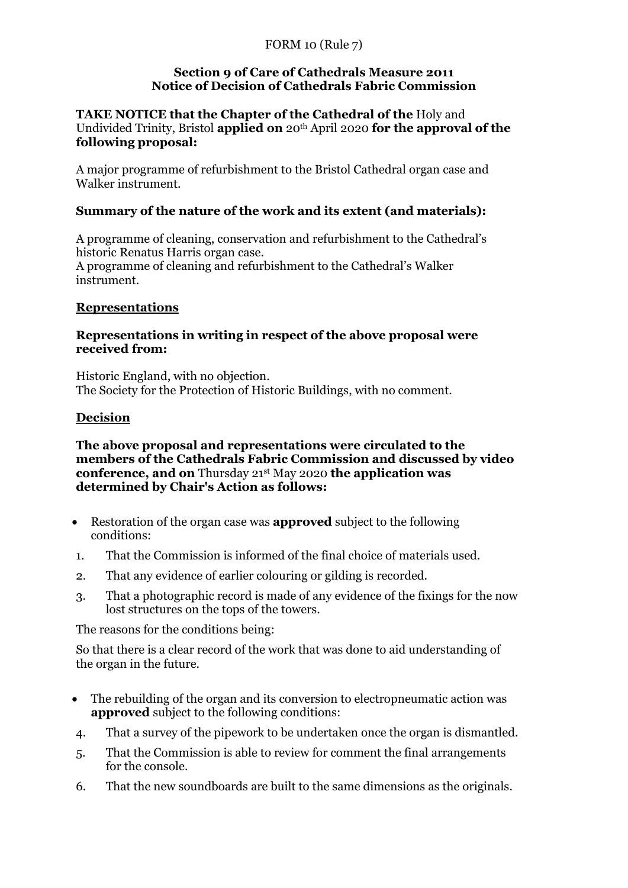FORM 10 (Rule 7)

**Section 9 of Care of Cathedrals Measure 2011**
**Notice of Decision of Cathedrals Fabric Commission**

**TAKE NOTICE that the Chapter of the Cathedral of the** Holy and Undivided Trinity, Bristol **applied on** 20th April 2020 **for the approval of the following proposal:**

A major programme of refurbishment to the Bristol Cathedral organ case and Walker instrument.

**Summary of the nature of the work and its extent (and materials):**

A programme of cleaning, conservation and refurbishment to the Cathedral's historic Renatus Harris organ case.
A programme of cleaning and refurbishment to the Cathedral's Walker instrument.

## Representations

**Representations in writing in respect of the above proposal were received from:**

Historic England, with no objection.
The Society for the Protection of Historic Buildings, with no comment.

## Decision

**The above proposal and representations were circulated to the members of the Cathedrals Fabric Commission and discussed by video conference, and on** Thursday 21st May 2020 **the application was determined by Chair's Action as follows:**

- Restoration of the organ case was **approved** subject to the following conditions:

1. That the Commission is informed of the final choice of materials used.
2. That any evidence of earlier colouring or gilding is recorded.
3. That a photographic record is made of any evidence of the fixings for the now lost structures on the tops of the towers.

The reasons for the conditions being:

So that there is a clear record of the work that was done to aid understanding of the organ in the future.

- The rebuilding of the organ and its conversion to electropneumatic action was **approved** subject to the following conditions:

4. That a survey of the pipework to be undertaken once the organ is dismantled.
5. That the Commission is able to review for comment the final arrangements for the console.
6. That the new soundboards are built to the same dimensions as the originals.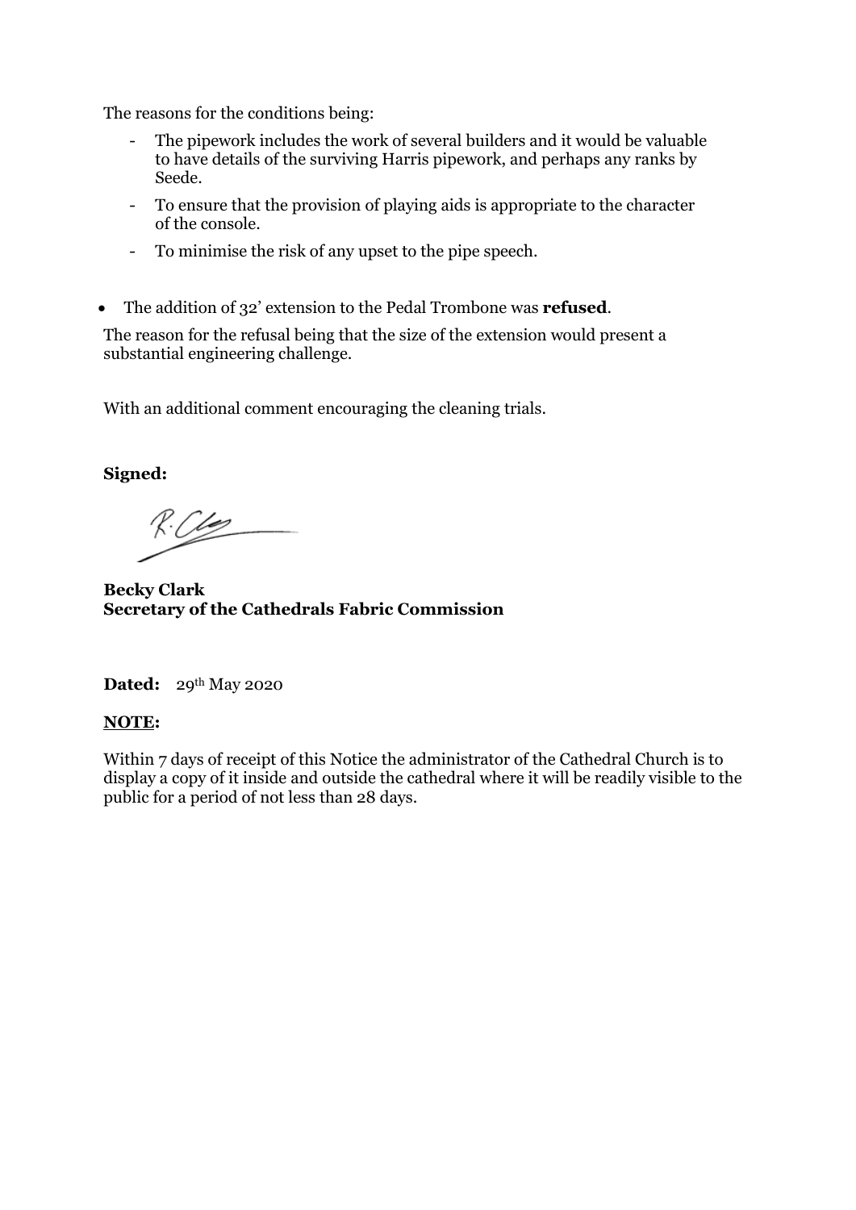The reasons for the conditions being:

- The pipework includes the work of several builders and it would be valuable to have details of the surviving Harris pipework, and perhaps any ranks by Seede.
- To ensure that the provision of playing aids is appropriate to the character of the console.
- To minimise the risk of any upset to the pipe speech.

- The addition of 32' extension to the Pedal Trombone was **refused**.

The reason for the refusal being that the size of the extension would present a substantial engineering challenge.

With an additional comment encouraging the cleaning trials.

**Signed:**

**Becky Clark**
**Secretary of the Cathedrals Fabric Commission**

**Dated:** 29th May 2020

**NOTE:**

Within 7 days of receipt of this Notice the administrator of the Cathedral Church is to display a copy of it inside and outside the cathedral where it will be readily visible to the public for a period of not less than 28 days.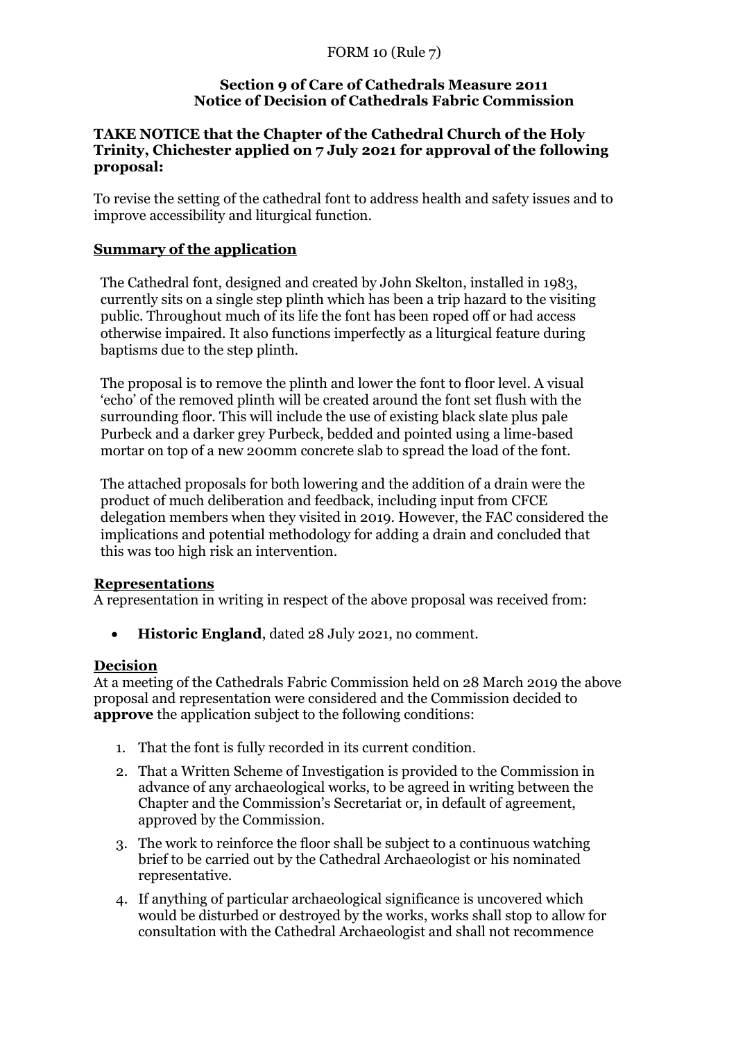FORM 10 (Rule 7)

**Section 9 of Care of Cathedrals Measure 2011**
**Notice of Decision of Cathedrals Fabric Commission**

**TAKE NOTICE that the Chapter of the Cathedral Church of the Holy Trinity, Chichester applied on 7 July 2021 for approval of the following proposal:**

To revise the setting of the cathedral font to address health and safety issues and to improve accessibility and liturgical function.

## Summary of the application

The Cathedral font, designed and created by John Skelton, installed in 1983, currently sits on a single step plinth which has been a trip hazard to the visiting public. Throughout much of its life the font has been roped off or had access otherwise impaired. It also functions imperfectly as a liturgical feature during baptisms due to the step plinth.

The proposal is to remove the plinth and lower the font to floor level. A visual 'echo' of the removed plinth will be created around the font set flush with the surrounding floor. This will include the use of existing black slate plus pale Purbeck and a darker grey Purbeck, bedded and pointed using a lime-based mortar on top of a new 200mm concrete slab to spread the load of the font.

The attached proposals for both lowering and the addition of a drain were the product of much deliberation and feedback, including input from CFCE delegation members when they visited in 2019. However, the FAC considered the implications and potential methodology for adding a drain and concluded that this was too high risk an intervention.

## Representations

A representation in writing in respect of the above proposal was received from:

- **Historic England**, dated 28 July 2021, no comment.

## Decision

At a meeting of the Cathedrals Fabric Commission held on 28 March 2019 the above proposal and representation were considered and the Commission decided to **approve** the application subject to the following conditions:

1. That the font is fully recorded in its current condition.
2. That a Written Scheme of Investigation is provided to the Commission in advance of any archaeological works, to be agreed in writing between the Chapter and the Commission's Secretariat or, in default of agreement, approved by the Commission.
3. The work to reinforce the floor shall be subject to a continuous watching brief to be carried out by the Cathedral Archaeologist or his nominated representative.
4. If anything of particular archaeological significance is uncovered which would be disturbed or destroyed by the works, works shall stop to allow for consultation with the Cathedral Archaeologist and shall not recommence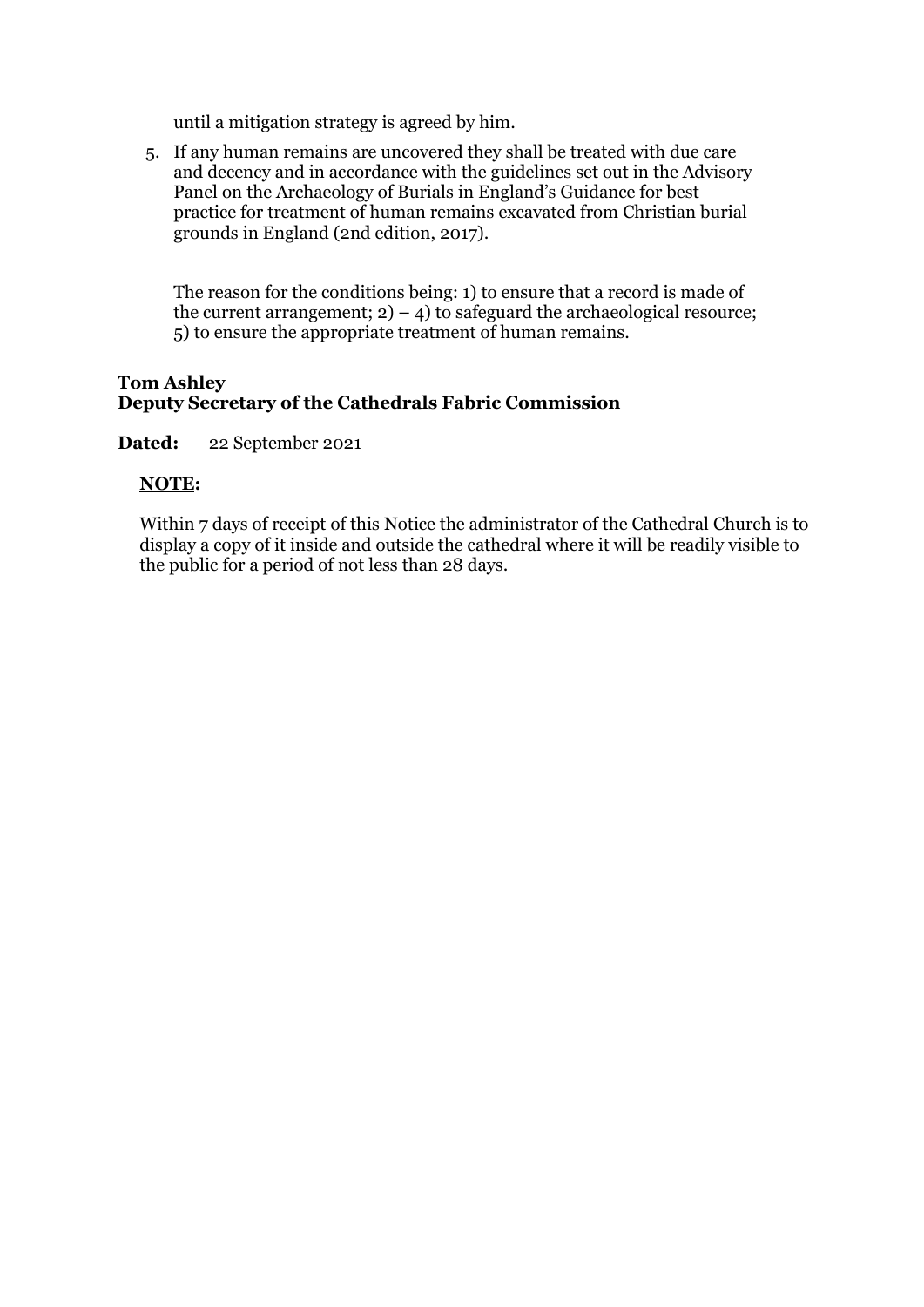until a mitigation strategy is agreed by him.

5. If any human remains are uncovered they shall be treated with due care and decency and in accordance with the guidelines set out in the Advisory Panel on the Archaeology of Burials in England's Guidance for best practice for treatment of human remains excavated from Christian burial grounds in England (2nd edition, 2017).

The reason for the conditions being: 1) to ensure that a record is made of the current arrangement; 2) – 4) to safeguard the archaeological resource; 5) to ensure the appropriate treatment of human remains.

**Tom Ashley**
**Deputy Secretary of the Cathedrals Fabric Commission**

**Dated:** 22 September 2021

**<u>NOTE</u>:**

Within 7 days of receipt of this Notice the administrator of the Cathedral Church is to display a copy of it inside and outside the cathedral where it will be readily visible to the public for a period of not less than 28 days.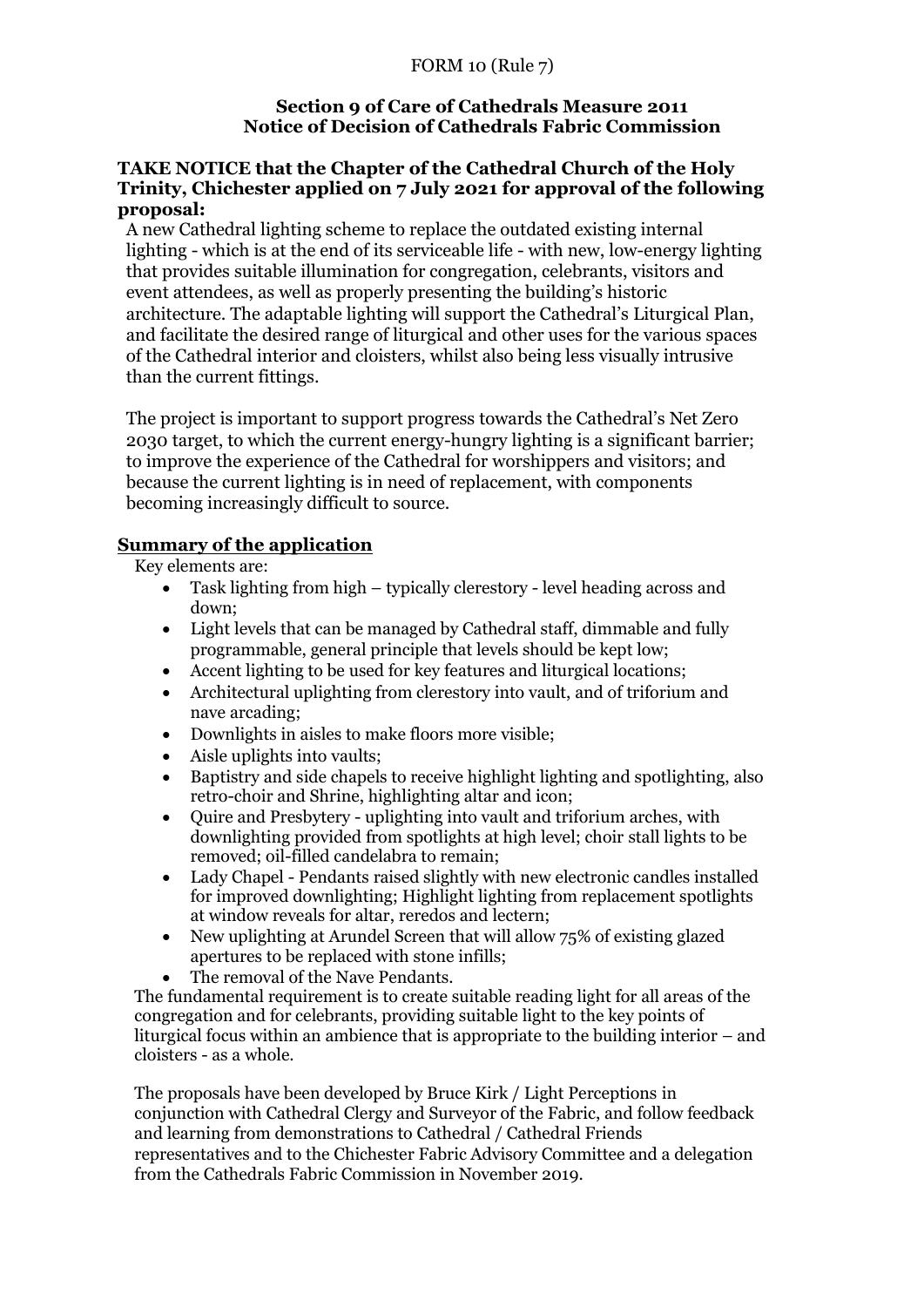FORM 10 (Rule 7)

**Section 9 of Care of Cathedrals Measure 2011**
**Notice of Decision of Cathedrals Fabric Commission**

**TAKE NOTICE that the Chapter of the Cathedral Church of the Holy Trinity, Chichester applied on 7 July 2021 for approval of the following proposal:**

A new Cathedral lighting scheme to replace the outdated existing internal lighting - which is at the end of its serviceable life - with new, low-energy lighting that provides suitable illumination for congregation, celebrants, visitors and event attendees, as well as properly presenting the building's historic architecture. The adaptable lighting will support the Cathedral's Liturgical Plan, and facilitate the desired range of liturgical and other uses for the various spaces of the Cathedral interior and cloisters, whilst also being less visually intrusive than the current fittings.

The project is important to support progress towards the Cathedral's Net Zero 2030 target, to which the current energy-hungry lighting is a significant barrier; to improve the experience of the Cathedral for worshippers and visitors; and because the current lighting is in need of replacement, with components becoming increasingly difficult to source.

## Summary of the application

Key elements are:

- Task lighting from high – typically clerestory - level heading across and down;
- Light levels that can be managed by Cathedral staff, dimmable and fully programmable, general principle that levels should be kept low;
- Accent lighting to be used for key features and liturgical locations;
- Architectural uplighting from clerestory into vault, and of triforium and nave arcading;
- Downlights in aisles to make floors more visible;
- Aisle uplights into vaults;
- Baptistry and side chapels to receive highlight lighting and spotlighting, also retro-choir and Shrine, highlighting altar and icon;
- Quire and Presbytery - uplighting into vault and triforium arches, with downlighting provided from spotlights at high level; choir stall lights to be removed; oil-filled candelabra to remain;
- Lady Chapel - Pendants raised slightly with new electronic candles installed for improved downlighting; Highlight lighting from replacement spotlights at window reveals for altar, reredos and lectern;
- New uplighting at Arundel Screen that will allow 75% of existing glazed apertures to be replaced with stone infills;
- The removal of the Nave Pendants.

The fundamental requirement is to create suitable reading light for all areas of the congregation and for celebrants, providing suitable light to the key points of liturgical focus within an ambience that is appropriate to the building interior – and cloisters - as a whole.

The proposals have been developed by Bruce Kirk / Light Perceptions in conjunction with Cathedral Clergy and Surveyor of the Fabric, and follow feedback and learning from demonstrations to Cathedral / Cathedral Friends representatives and to the Chichester Fabric Advisory Committee and a delegation from the Cathedrals Fabric Commission in November 2019.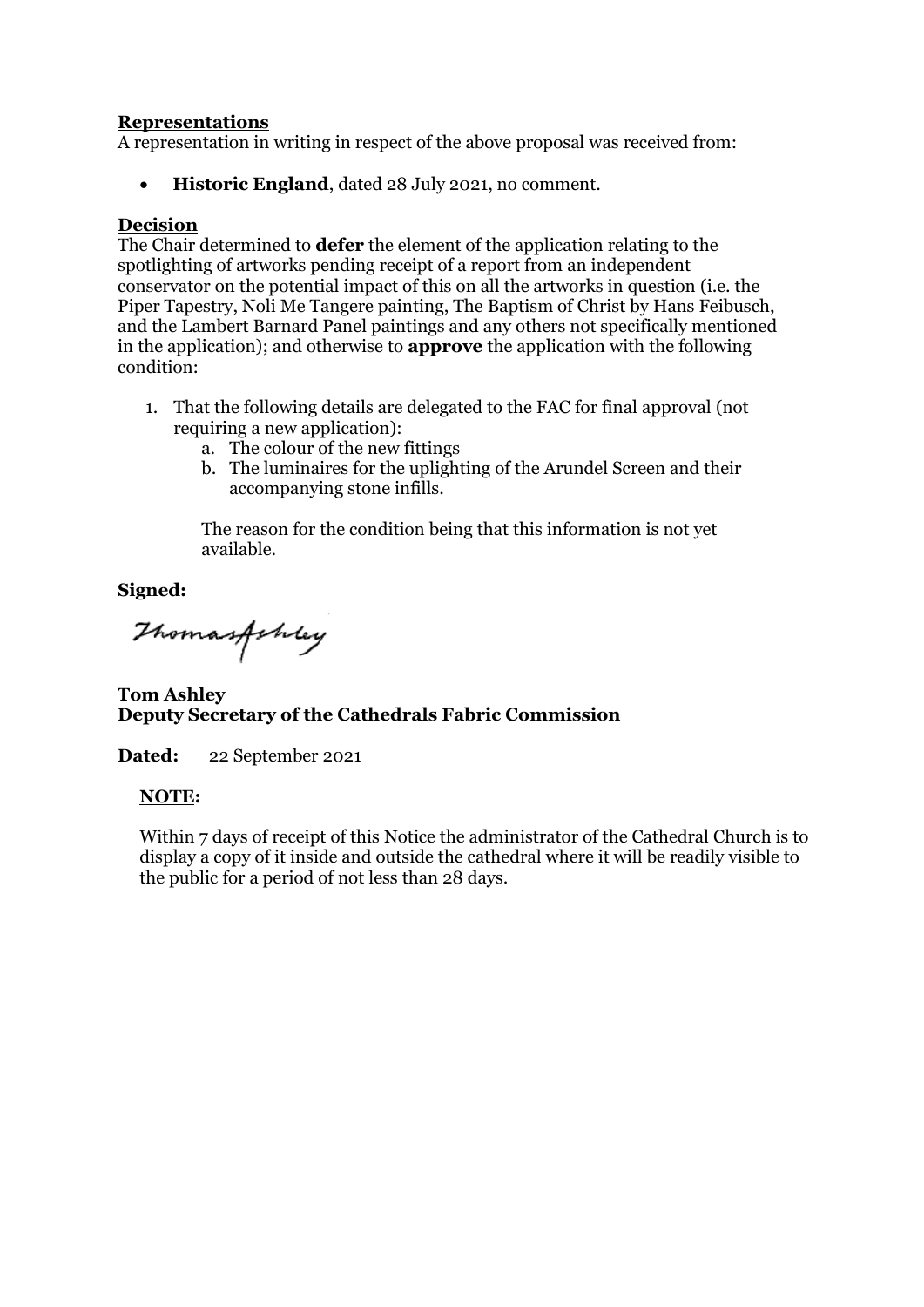**Representations**

A representation in writing in respect of the above proposal was received from:

- **Historic England**, dated 28 July 2021, no comment.

**Decision**

The Chair determined to **defer** the element of the application relating to the spotlighting of artworks pending receipt of a report from an independent conservator on the potential impact of this on all the artworks in question (i.e. the Piper Tapestry, Noli Me Tangere painting, The Baptism of Christ by Hans Feibusch, and the Lambert Barnard Panel paintings and any others not specifically mentioned in the application); and otherwise to **approve** the application with the following condition:

1. That the following details are delegated to the FAC for final approval (not requiring a new application):
   a. The colour of the new fittings
   b. The luminaires for the uplighting of the Arundel Screen and their accompanying stone infills.

   The reason for the condition being that this information is not yet available.

**Signed:**

ThomasAshley

**Tom Ashley**
**Deputy Secretary of the Cathedrals Fabric Commission**

**Dated:** 22 September 2021

**NOTE:**

Within 7 days of receipt of this Notice the administrator of the Cathedral Church is to display a copy of it inside and outside the cathedral where it will be readily visible to the public for a period of not less than 28 days.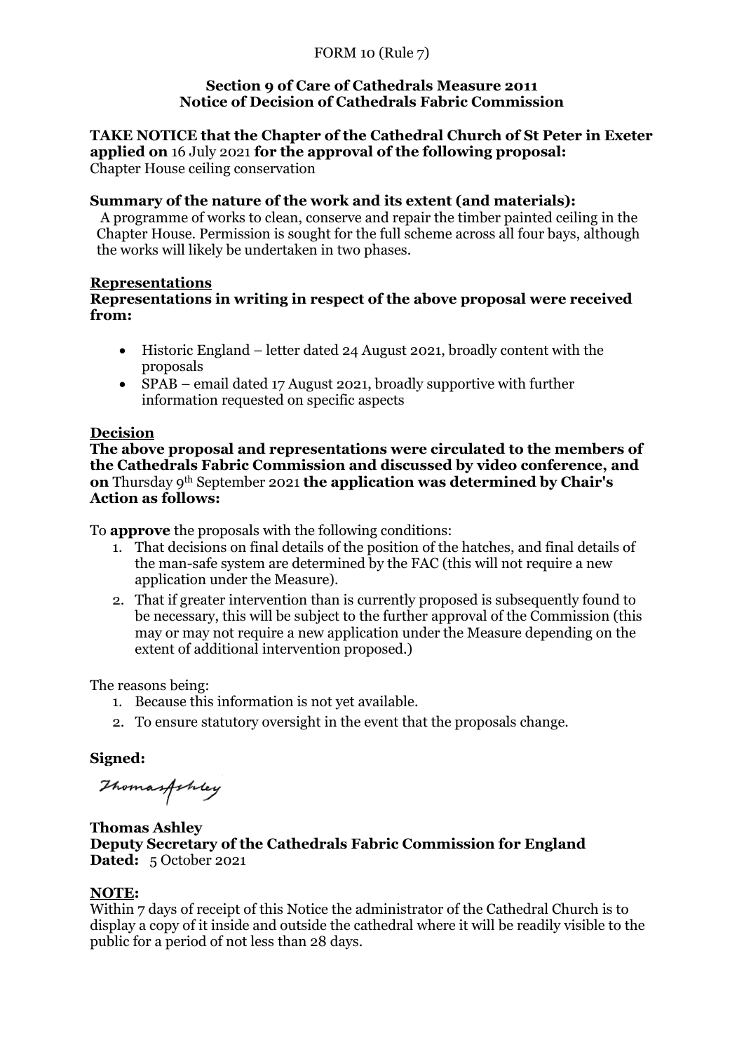FORM 10 (Rule 7)

**Section 9 of Care of Cathedrals Measure 2011**
**Notice of Decision of Cathedrals Fabric Commission**

**TAKE NOTICE that the Chapter of the Cathedral Church of St Peter in Exeter applied on** 16 July 2021 **for the approval of the following proposal:**
Chapter House ceiling conservation

**Summary of the nature of the work and its extent (and materials):**
A programme of works to clean, conserve and repair the timber painted ceiling in the Chapter House. Permission is sought for the full scheme across all four bays, although the works will likely be undertaken in two phases.

**Representations**
**Representations in writing in respect of the above proposal were received from:**

- Historic England – letter dated 24 August 2021, broadly content with the proposals
- SPAB – email dated 17 August 2021, broadly supportive with further information requested on specific aspects

**Decision**
**The above proposal and representations were circulated to the members of the Cathedrals Fabric Commission and discussed by video conference, and on** Thursday 9th September 2021 **the application was determined by Chair's Action as follows:**

To **approve** the proposals with the following conditions:

1. That decisions on final details of the position of the hatches, and final details of the man-safe system are determined by the FAC (this will not require a new application under the Measure).
2. That if greater intervention than is currently proposed is subsequently found to be necessary, this will be subject to the further approval of the Commission (this may or may not require a new application under the Measure depending on the extent of additional intervention proposed.)

The reasons being:

1. Because this information is not yet available.
2. To ensure statutory oversight in the event that the proposals change.

**Signed:**

Thomas Ashley

**Thomas Ashley**
**Deputy Secretary of the Cathedrals Fabric Commission for England**
**Dated:** 5 October 2021

**NOTE:**
Within 7 days of receipt of this Notice the administrator of the Cathedral Church is to display a copy of it inside and outside the cathedral where it will be readily visible to the public for a period of not less than 28 days.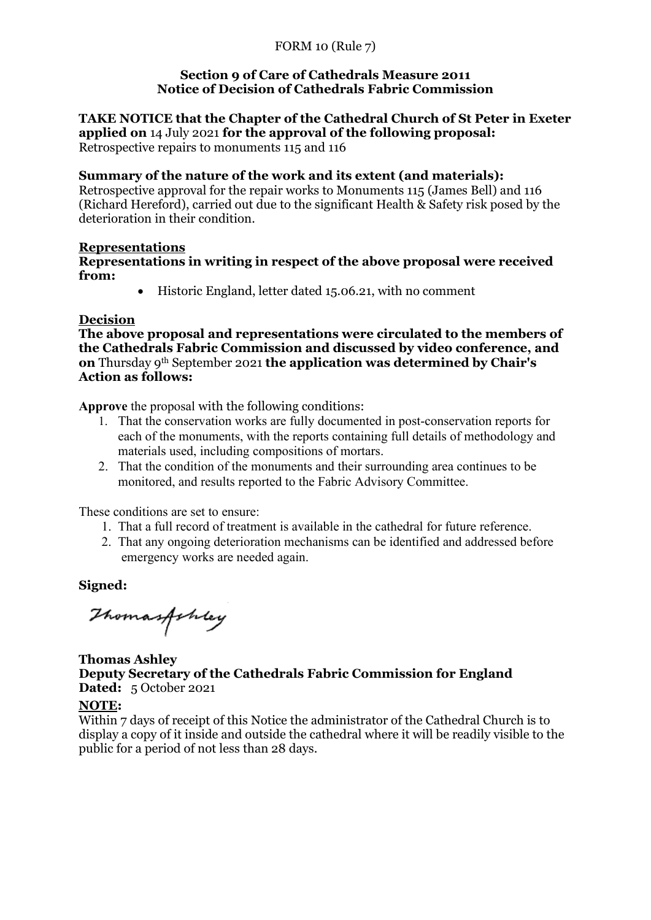FORM 10 (Rule 7)

**Section 9 of Care of Cathedrals Measure 2011**
**Notice of Decision of Cathedrals Fabric Commission**

**TAKE NOTICE that the Chapter of the Cathedral Church of St Peter in Exeter applied on** 14 July 2021 **for the approval of the following proposal:**
Retrospective repairs to monuments 115 and 116

**Summary of the nature of the work and its extent (and materials):**
Retrospective approval for the repair works to Monuments 115 (James Bell) and 116 (Richard Hereford), carried out due to the significant Health & Safety risk posed by the deterioration in their condition.

**Representations**

**Representations in writing in respect of the above proposal were received from:**

- Historic England, letter dated 15.06.21, with no comment

**Decision**

**The above proposal and representations were circulated to the members of the Cathedrals Fabric Commission and discussed by video conference, and on** Thursday 9th September 2021 **the application was determined by Chair's Action as follows:**

**Approve** the proposal with the following conditions:

1. That the conservation works are fully documented in post-conservation reports for each of the monuments, with the reports containing full details of methodology and materials used, including compositions of mortars.
2. That the condition of the monuments and their surrounding area continues to be monitored, and results reported to the Fabric Advisory Committee.

These conditions are set to ensure:

1. That a full record of treatment is available in the cathedral for future reference.
2. That any ongoing deterioration mechanisms can be identified and addressed before emergency works are needed again.

**Signed:**

Thomas Ashley

**Thomas Ashley**
**Deputy Secretary of the Cathedrals Fabric Commission for England**
**Dated:** 5 October 2021

**NOTE:**
Within 7 days of receipt of this Notice the administrator of the Cathedral Church is to display a copy of it inside and outside the cathedral where it will be readily visible to the public for a period of not less than 28 days.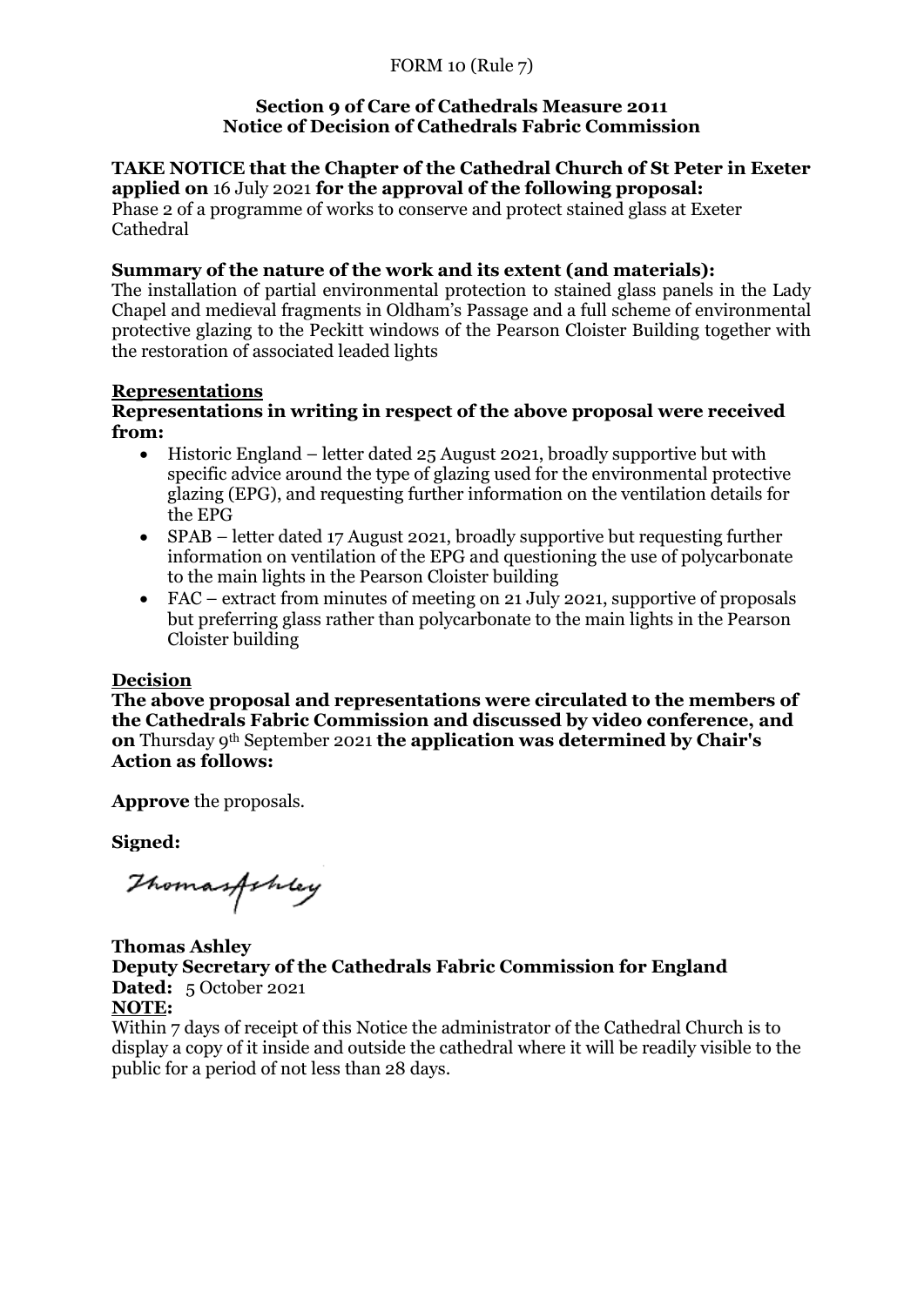FORM 10 (Rule 7)

**Section 9 of Care of Cathedrals Measure 2011**
**Notice of Decision of Cathedrals Fabric Commission**

**TAKE NOTICE that the Chapter of the Cathedral Church of St Peter in Exeter applied on** 16 July 2021 **for the approval of the following proposal:**
Phase 2 of a programme of works to conserve and protect stained glass at Exeter Cathedral

**Summary of the nature of the work and its extent (and materials):**
The installation of partial environmental protection to stained glass panels in the Lady Chapel and medieval fragments in Oldham's Passage and a full scheme of environmental protective glazing to the Peckitt windows of the Pearson Cloister Building together with the restoration of associated leaded lights

**Representations**

**Representations in writing in respect of the above proposal were received from:**

- Historic England – letter dated 25 August 2021, broadly supportive but with specific advice around the type of glazing used for the environmental protective glazing (EPG), and requesting further information on the ventilation details for the EPG
- SPAB – letter dated 17 August 2021, broadly supportive but requesting further information on ventilation of the EPG and questioning the use of polycarbonate to the main lights in the Pearson Cloister building
- FAC – extract from minutes of meeting on 21 July 2021, supportive of proposals but preferring glass rather than polycarbonate to the main lights in the Pearson Cloister building

**Decision**

**The above proposal and representations were circulated to the members of the Cathedrals Fabric Commission and discussed by video conference, and on** Thursday 9th September 2021 **the application was determined by Chair's Action as follows:**

**Approve** the proposals.

**Signed:**

Thomas Ashley

**Thomas Ashley**
**Deputy Secretary of the Cathedrals Fabric Commission for England**
**Dated:** 5 October 2021

**NOTE:**
Within 7 days of receipt of this Notice the administrator of the Cathedral Church is to display a copy of it inside and outside the cathedral where it will be readily visible to the public for a period of not less than 28 days.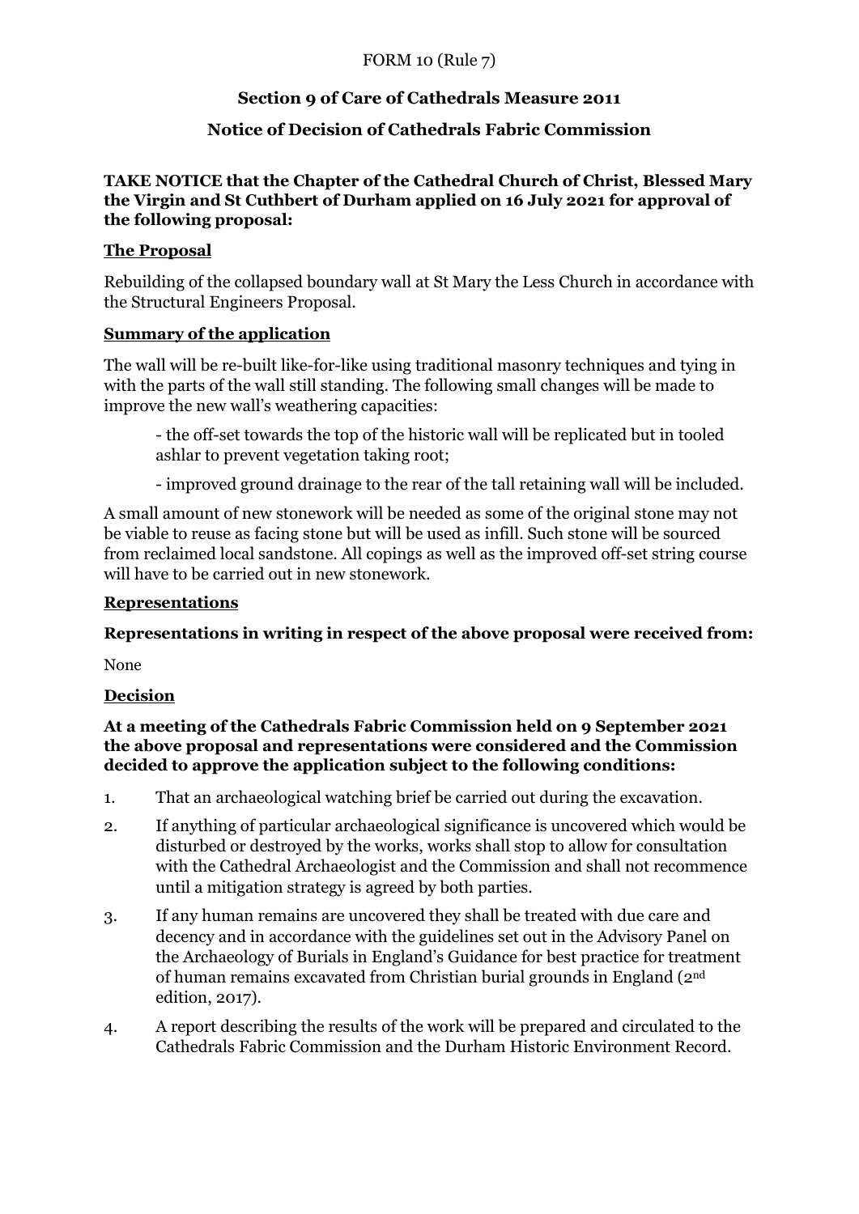FORM 10 (Rule 7)

## Section 9 of Care of Cathedrals Measure 2011

## Notice of Decision of Cathedrals Fabric Commission

**TAKE NOTICE that the Chapter of the Cathedral Church of Christ, Blessed Mary the Virgin and St Cuthbert of Durham applied on 16 July 2021 for approval of the following proposal:**

### The Proposal

Rebuilding of the collapsed boundary wall at St Mary the Less Church in accordance with the Structural Engineers Proposal.

### Summary of the application

The wall will be re-built like-for-like using traditional masonry techniques and tying in with the parts of the wall still standing. The following small changes will be made to improve the new wall's weathering capacities:

- the off-set towards the top of the historic wall will be replicated but in tooled ashlar to prevent vegetation taking root;
- improved ground drainage to the rear of the tall retaining wall will be included.

A small amount of new stonework will be needed as some of the original stone may not be viable to reuse as facing stone but will be used as infill. Such stone will be sourced from reclaimed local sandstone. All copings as well as the improved off-set string course will have to be carried out in new stonework.

### Representations

**Representations in writing in respect of the above proposal were received from:**

None

### Decision

**At a meeting of the Cathedrals Fabric Commission held on 9 September 2021 the above proposal and representations were considered and the Commission decided to approve the application subject to the following conditions:**

1. That an archaeological watching brief be carried out during the excavation.
2. If anything of particular archaeological significance is uncovered which would be disturbed or destroyed by the works, works shall stop to allow for consultation with the Cathedral Archaeologist and the Commission and shall not recommence until a mitigation strategy is agreed by both parties.
3. If any human remains are uncovered they shall be treated with due care and decency and in accordance with the guidelines set out in the Advisory Panel on the Archaeology of Burials in England's Guidance for best practice for treatment of human remains excavated from Christian burial grounds in England (2nd edition, 2017).
4. A report describing the results of the work will be prepared and circulated to the Cathedrals Fabric Commission and the Durham Historic Environment Record.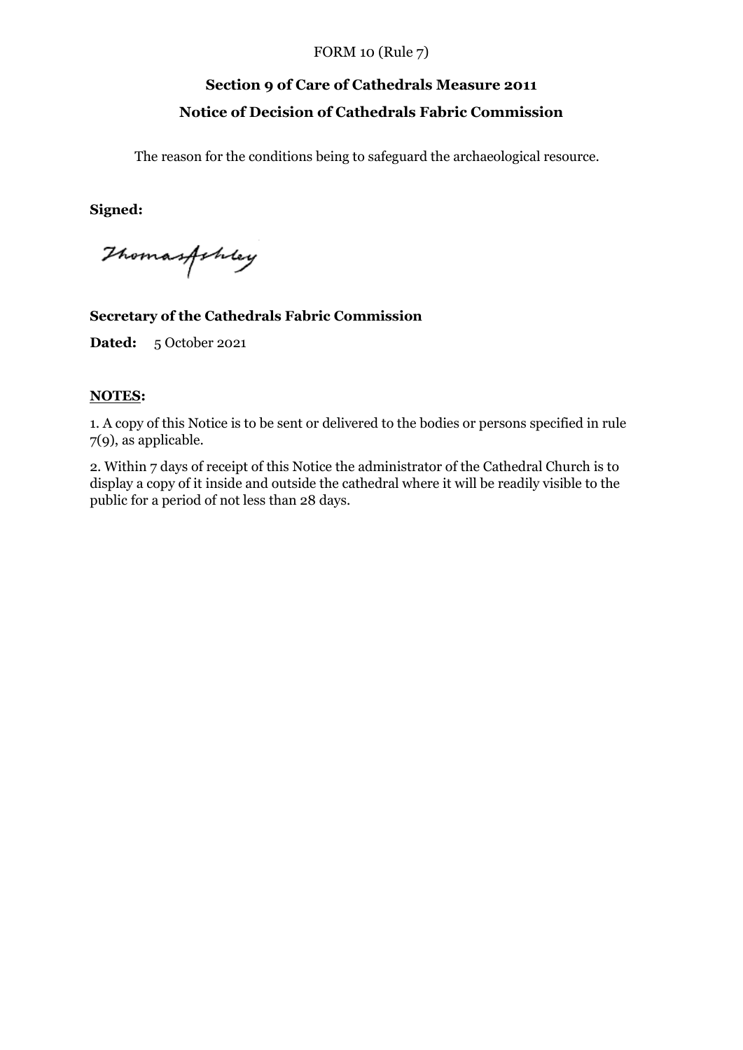FORM 10 (Rule 7)

**Section 9 of Care of Cathedrals Measure 2011**

**Notice of Decision of Cathedrals Fabric Commission**

The reason for the conditions being to safeguard the archaeological resource.

**Signed:**

Thomas Ashley

**Secretary of the Cathedrals Fabric Commission**

**Dated:** 5 October 2021

**NOTES:**

1. A copy of this Notice is to be sent or delivered to the bodies or persons specified in rule 7(9), as applicable.

2. Within 7 days of receipt of this Notice the administrator of the Cathedral Church is to display a copy of it inside and outside the cathedral where it will be readily visible to the public for a period of not less than 28 days.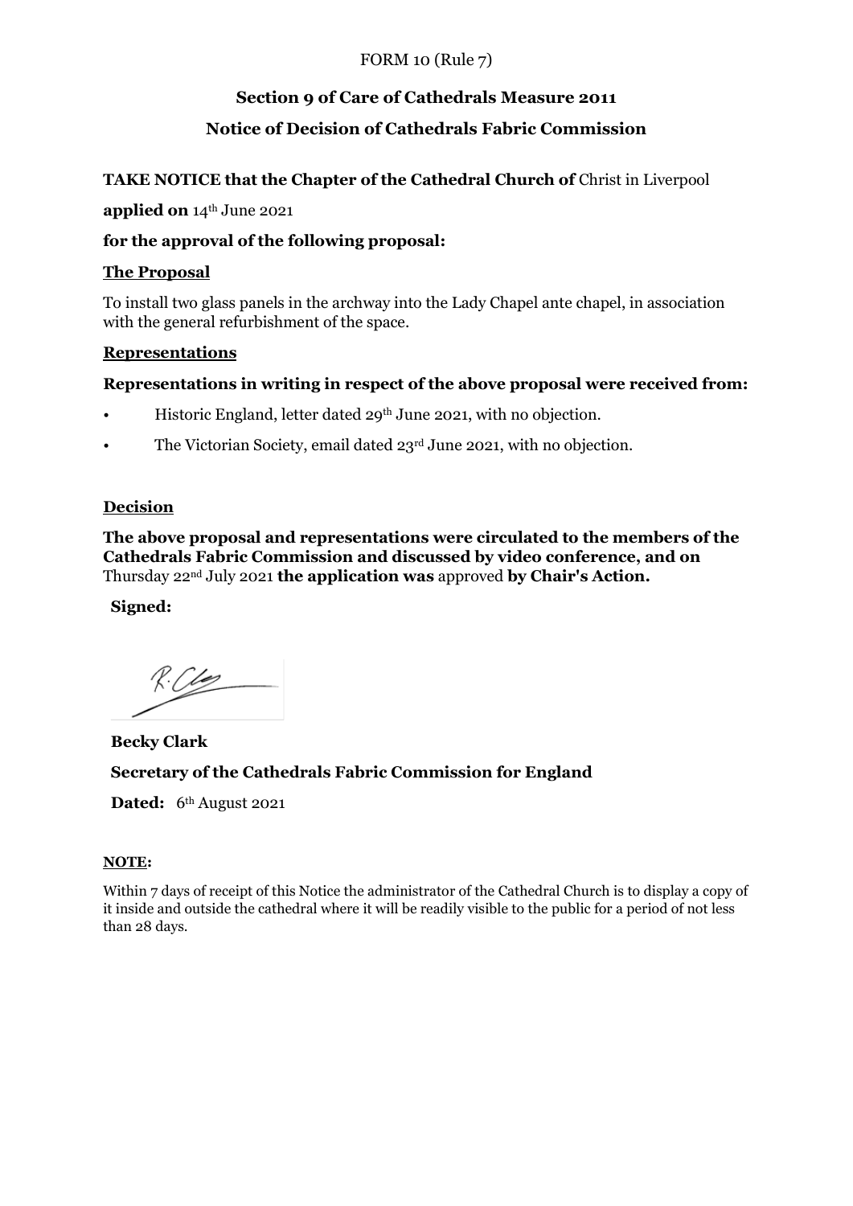FORM 10 (Rule 7)

**Section 9 of Care of Cathedrals Measure 2011**

**Notice of Decision of Cathedrals Fabric Commission**

**TAKE NOTICE that the Chapter of the Cathedral Church of** Christ in Liverpool

**applied on** 14th June 2021

**for the approval of the following proposal:**

**The Proposal**

To install two glass panels in the archway into the Lady Chapel ante chapel, in association with the general refurbishment of the space.

**Representations**

**Representations in writing in respect of the above proposal were received from:**

- Historic England, letter dated 29th June 2021, with no objection.
- The Victorian Society, email dated 23rd June 2021, with no objection.

**Decision**

**The above proposal and representations were circulated to the members of the Cathedrals Fabric Commission and discussed by video conference, and on** Thursday 22nd July 2021 **the application was** approved **by Chair's Action.**

**Signed:**

R. Clay

**Becky Clark**

**Secretary of the Cathedrals Fabric Commission for England**

**Dated:** 6th August 2021

**NOTE:**

Within 7 days of receipt of this Notice the administrator of the Cathedral Church is to display a copy of it inside and outside the cathedral where it will be readily visible to the public for a period of not less than 28 days.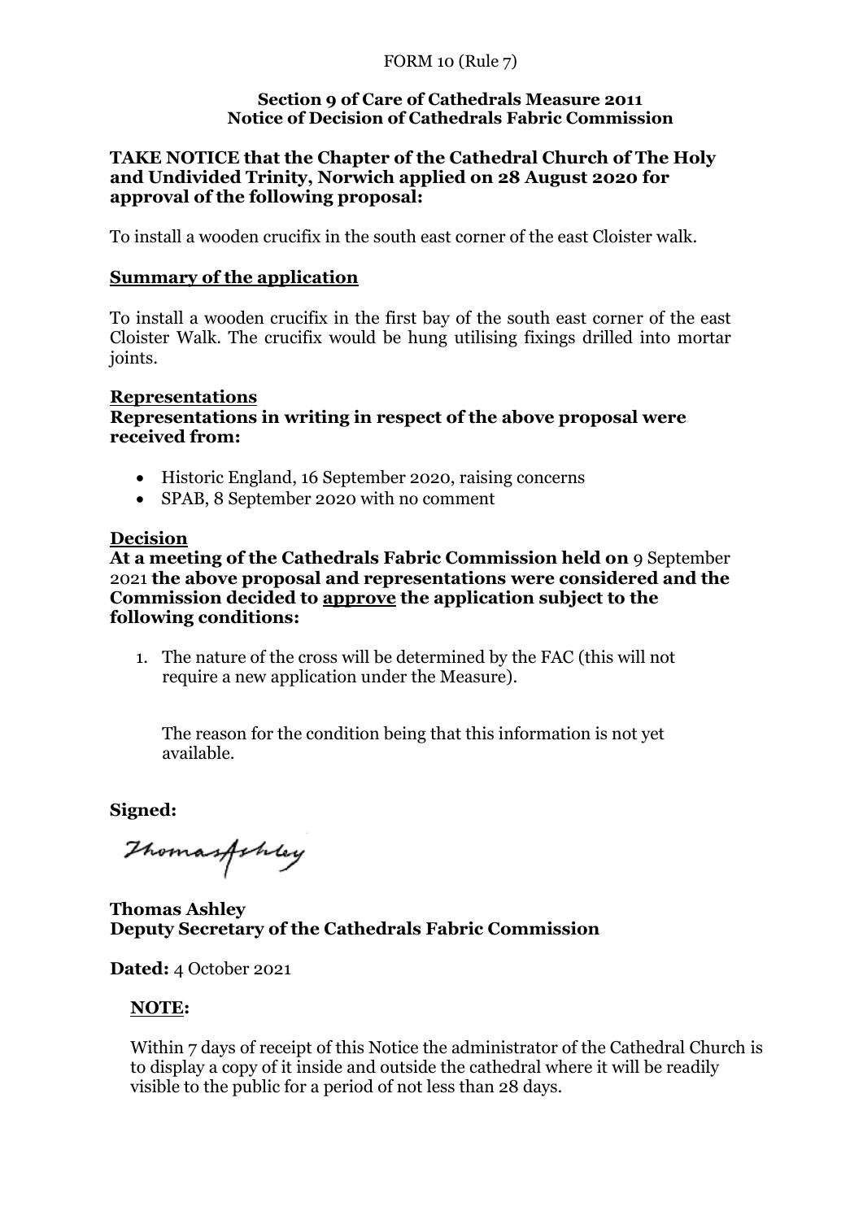FORM 10 (Rule 7)

**Section 9 of Care of Cathedrals Measure 2011**
**Notice of Decision of Cathedrals Fabric Commission**

**TAKE NOTICE that the Chapter of the Cathedral Church of The Holy and Undivided Trinity, Norwich applied on 28 August 2020 for approval of the following proposal:**

To install a wooden crucifix in the south east corner of the east Cloister walk.

## Summary of the application

To install a wooden crucifix in the first bay of the south east corner of the east Cloister Walk. The crucifix would be hung utilising fixings drilled into mortar joints.

## Representations

**Representations in writing in respect of the above proposal were received from:**

- Historic England, 16 September 2020, raising concerns
- SPAB, 8 September 2020 with no comment

## Decision

**At a meeting of the Cathedrals Fabric Commission held on** 9 September 2021 **the above proposal and representations were considered and the Commission decided to approve the application subject to the following conditions:**

1. The nature of the cross will be determined by the FAC (this will not require a new application under the Measure).

   The reason for the condition being that this information is not yet available.

**Signed:**

Thomas Ashley

**Thomas Ashley**
**Deputy Secretary of the Cathedrals Fabric Commission**

**Dated:** 4 October 2021

**NOTE:**

Within 7 days of receipt of this Notice the administrator of the Cathedral Church is to display a copy of it inside and outside the cathedral where it will be readily visible to the public for a period of not less than 28 days.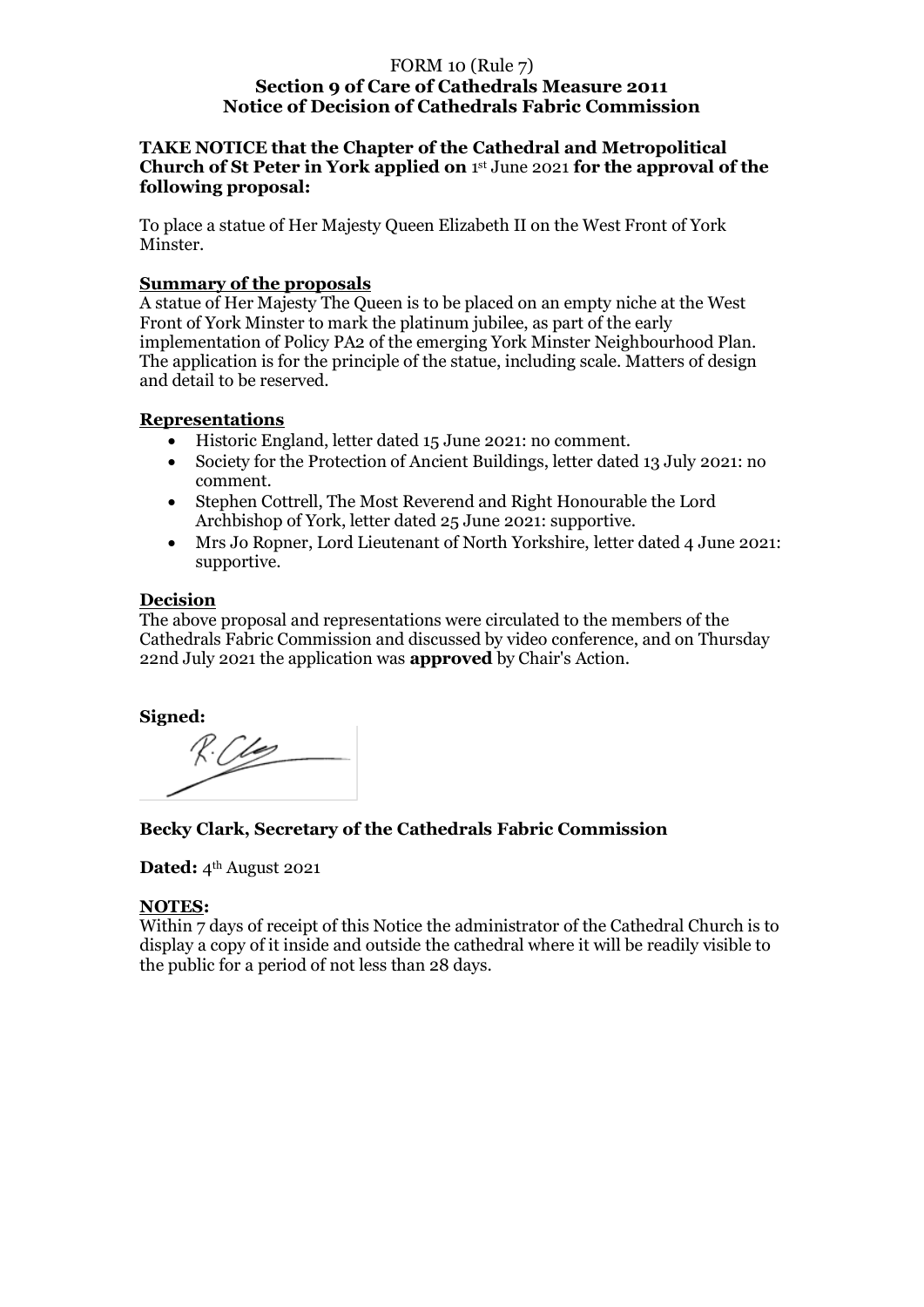FORM 10 (Rule 7)
**Section 9 of Care of Cathedrals Measure 2011**
**Notice of Decision of Cathedrals Fabric Commission**

**TAKE NOTICE that the Chapter of the Cathedral and Metropolitical Church of St Peter in York applied on** 1st June 2021 **for the approval of the following proposal:**

To place a statue of Her Majesty Queen Elizabeth II on the West Front of York Minster.

**Summary of the proposals**

A statue of Her Majesty The Queen is to be placed on an empty niche at the West Front of York Minster to mark the platinum jubilee, as part of the early implementation of Policy PA2 of the emerging York Minster Neighbourhood Plan. The application is for the principle of the statue, including scale. Matters of design and detail to be reserved.

**Representations**

- Historic England, letter dated 15 June 2021: no comment.
- Society for the Protection of Ancient Buildings, letter dated 13 July 2021: no comment.
- Stephen Cottrell, The Most Reverend and Right Honourable the Lord Archbishop of York, letter dated 25 June 2021: supportive.
- Mrs Jo Ropner, Lord Lieutenant of North Yorkshire, letter dated 4 June 2021: supportive.

**Decision**

The above proposal and representations were circulated to the members of the Cathedrals Fabric Commission and discussed by video conference, and on Thursday 22nd July 2021 the application was **approved** by Chair's Action.

**Signed:**

**Becky Clark, Secretary of the Cathedrals Fabric Commission**

**Dated:** 4th August 2021

**NOTES:**

Within 7 days of receipt of this Notice the administrator of the Cathedral Church is to display a copy of it inside and outside the cathedral where it will be readily visible to the public for a period of not less than 28 days.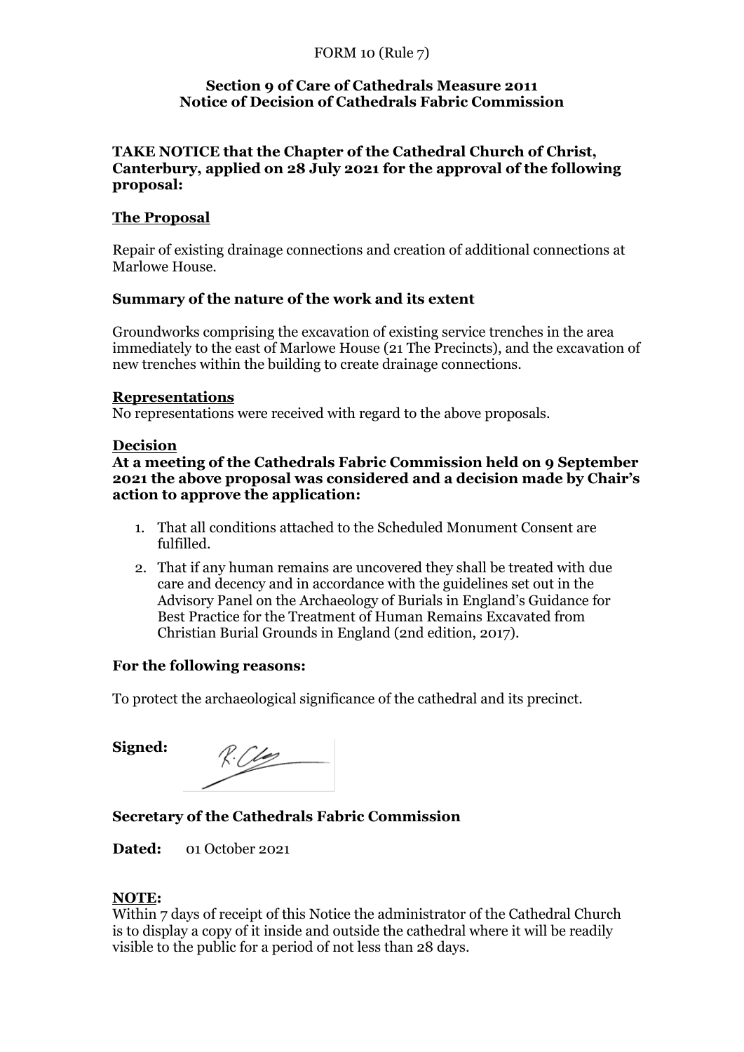FORM 10 (Rule 7)

**Section 9 of Care of Cathedrals Measure 2011**
**Notice of Decision of Cathedrals Fabric Commission**

**TAKE NOTICE that the Chapter of the Cathedral Church of Christ, Canterbury, applied on 28 July 2021 for the approval of the following proposal:**

**The Proposal**

Repair of existing drainage connections and creation of additional connections at Marlowe House.

**Summary of the nature of the work and its extent**

Groundworks comprising the excavation of existing service trenches in the area immediately to the east of Marlowe House (21 The Precincts), and the excavation of new trenches within the building to create drainage connections.

**Representations**

No representations were received with regard to the above proposals.

**Decision**

**At a meeting of the Cathedrals Fabric Commission held on 9 September 2021 the above proposal was considered and a decision made by Chair's action to approve the application:**

1. That all conditions attached to the Scheduled Monument Consent are fulfilled.
2. That if any human remains are uncovered they shall be treated with due care and decency and in accordance with the guidelines set out in the Advisory Panel on the Archaeology of Burials in England's Guidance for Best Practice for the Treatment of Human Remains Excavated from Christian Burial Grounds in England (2nd edition, 2017).

**For the following reasons:**

To protect the archaeological significance of the cathedral and its precinct.

**Signed:** R. Clay

**Secretary of the Cathedrals Fabric Commission**

**Dated:** 01 October 2021

**NOTE:**

Within 7 days of receipt of this Notice the administrator of the Cathedral Church is to display a copy of it inside and outside the cathedral where it will be readily visible to the public for a period of not less than 28 days.